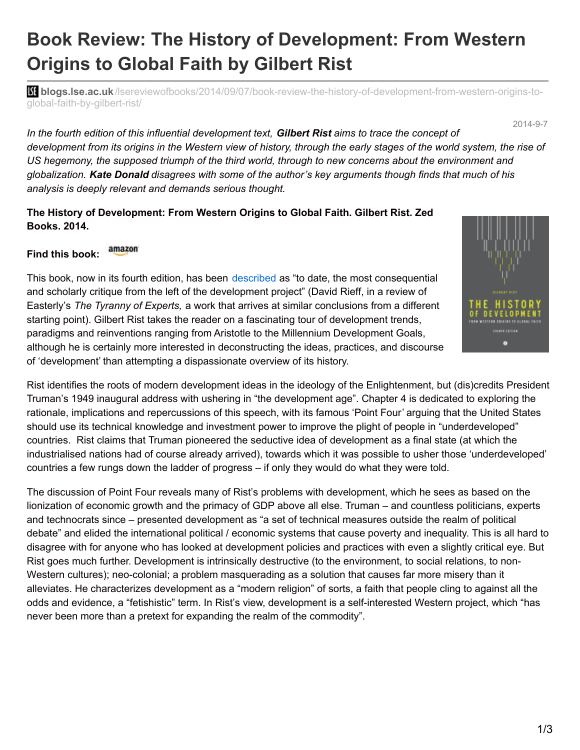# Book Review: The History of Development: From Western Origins to Global Faith by Gilbert Rist

**blogs.lse.ac.uk**/lsereviewofbooks/2014/09/07/book-review-the-history-of-development-from-western-origins-to-global-faith-by-gilbert-rist/

2014-9-7

*In the fourth edition of this influential development text,* ***Gilbert Rist*** *aims to trace the concept of development from its origins in the Western view of history, through the early stages of the world system, the rise of US hegemony, the supposed triumph of the third world, through to new concerns about the environment and globalization.* ***Kate Donald*** *disagrees with some of the author's key arguments though finds that much of his analysis is deeply relevant and demands serious thought.*

**The History of Development: From Western Origins to Global Faith. Gilbert Rist. Zed Books. 2014.**

**Find this book:** amazon

This book, now in its fourth edition, has been described as "to date, the most consequential and scholarly critique from the left of the development project" (David Rieff, in a review of Easterly's *The Tyranny of Experts,* a work that arrives at similar conclusions from a different starting point). Gilbert Rist takes the reader on a fascinating tour of development trends, paradigms and reinventions ranging from Aristotle to the Millennium Development Goals, although he is certainly more interested in deconstructing the ideas, practices, and discourse of 'development' than attempting a dispassionate overview of its history.

Rist identifies the roots of modern development ideas in the ideology of the Enlightenment, but (dis)credits President Truman's 1949 inaugural address with ushering in "the development age". Chapter 4 is dedicated to exploring the rationale, implications and repercussions of this speech, with its famous 'Point Four' arguing that the United States should use its technical knowledge and investment power to improve the plight of people in "underdeveloped" countries. Rist claims that Truman pioneered the seductive idea of development as a final state (at which the industrialised nations had of course already arrived), towards which it was possible to usher those 'underdeveloped' countries a few rungs down the ladder of progress – if only they would do what they were told.

The discussion of Point Four reveals many of Rist's problems with development, which he sees as based on the lionization of economic growth and the primacy of GDP above all else. Truman – and countless politicians, experts and technocrats since – presented development as "a set of technical measures outside the realm of political debate" and elided the international political / economic systems that cause poverty and inequality. This is all hard to disagree with for anyone who has looked at development policies and practices with even a slightly critical eye. But Rist goes much further. Development is intrinsically destructive (to the environment, to social relations, to non-Western cultures); neo-colonial; a problem masquerading as a solution that causes far more misery than it alleviates. He characterizes development as a "modern religion" of sorts, a faith that people cling to against all the odds and evidence, a "fetishistic" term. In Rist's view, development is a self-interested Western project, which "has never been more than a pretext for expanding the realm of the commodity".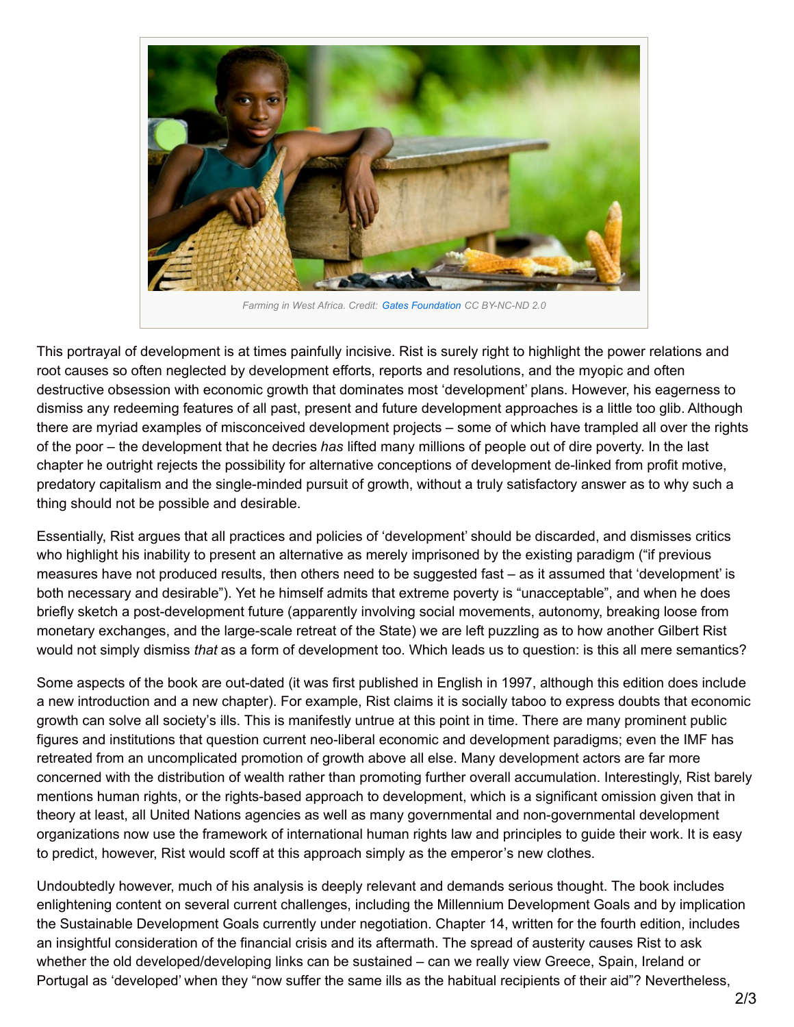Farming in West Africa. Credit: Gates Foundation CC BY-NC-ND 2.0

This portrayal of development is at times painfully incisive. Rist is surely right to highlight the power relations and root causes so often neglected by development efforts, reports and resolutions, and the myopic and often destructive obsession with economic growth that dominates most 'development' plans. However, his eagerness to dismiss any redeeming features of all past, present and future development approaches is a little too glib. Although there are myriad examples of misconceived development projects – some of which have trampled all over the rights of the poor – the development that he decries *has* lifted many millions of people out of dire poverty. In the last chapter he outright rejects the possibility for alternative conceptions of development de-linked from profit motive, predatory capitalism and the single-minded pursuit of growth, without a truly satisfactory answer as to why such a thing should not be possible and desirable.

Essentially, Rist argues that all practices and policies of 'development' should be discarded, and dismisses critics who highlight his inability to present an alternative as merely imprisoned by the existing paradigm ("if previous measures have not produced results, then others need to be suggested fast – as it assumed that 'development' is both necessary and desirable"). Yet he himself admits that extreme poverty is "unacceptable", and when he does briefly sketch a post-development future (apparently involving social movements, autonomy, breaking loose from monetary exchanges, and the large-scale retreat of the State) we are left puzzling as to how another Gilbert Rist would not simply dismiss *that* as a form of development too. Which leads us to question: is this all mere semantics?

Some aspects of the book are out-dated (it was first published in English in 1997, although this edition does include a new introduction and a new chapter). For example, Rist claims it is socially taboo to express doubts that economic growth can solve all society's ills. This is manifestly untrue at this point in time. There are many prominent public figures and institutions that question current neo-liberal economic and development paradigms; even the IMF has retreated from an uncomplicated promotion of growth above all else. Many development actors are far more concerned with the distribution of wealth rather than promoting further overall accumulation. Interestingly, Rist barely mentions human rights, or the rights-based approach to development, which is a significant omission given that in theory at least, all United Nations agencies as well as many governmental and non-governmental development organizations now use the framework of international human rights law and principles to guide their work. It is easy to predict, however, Rist would scoff at this approach simply as the emperor's new clothes.

Undoubtedly however, much of his analysis is deeply relevant and demands serious thought. The book includes enlightening content on several current challenges, including the Millennium Development Goals and by implication the Sustainable Development Goals currently under negotiation. Chapter 14, written for the fourth edition, includes an insightful consideration of the financial crisis and its aftermath. The spread of austerity causes Rist to ask whether the old developed/developing links can be sustained – can we really view Greece, Spain, Ireland or Portugal as 'developed' when they "now suffer the same ills as the habitual recipients of their aid"? Nevertheless,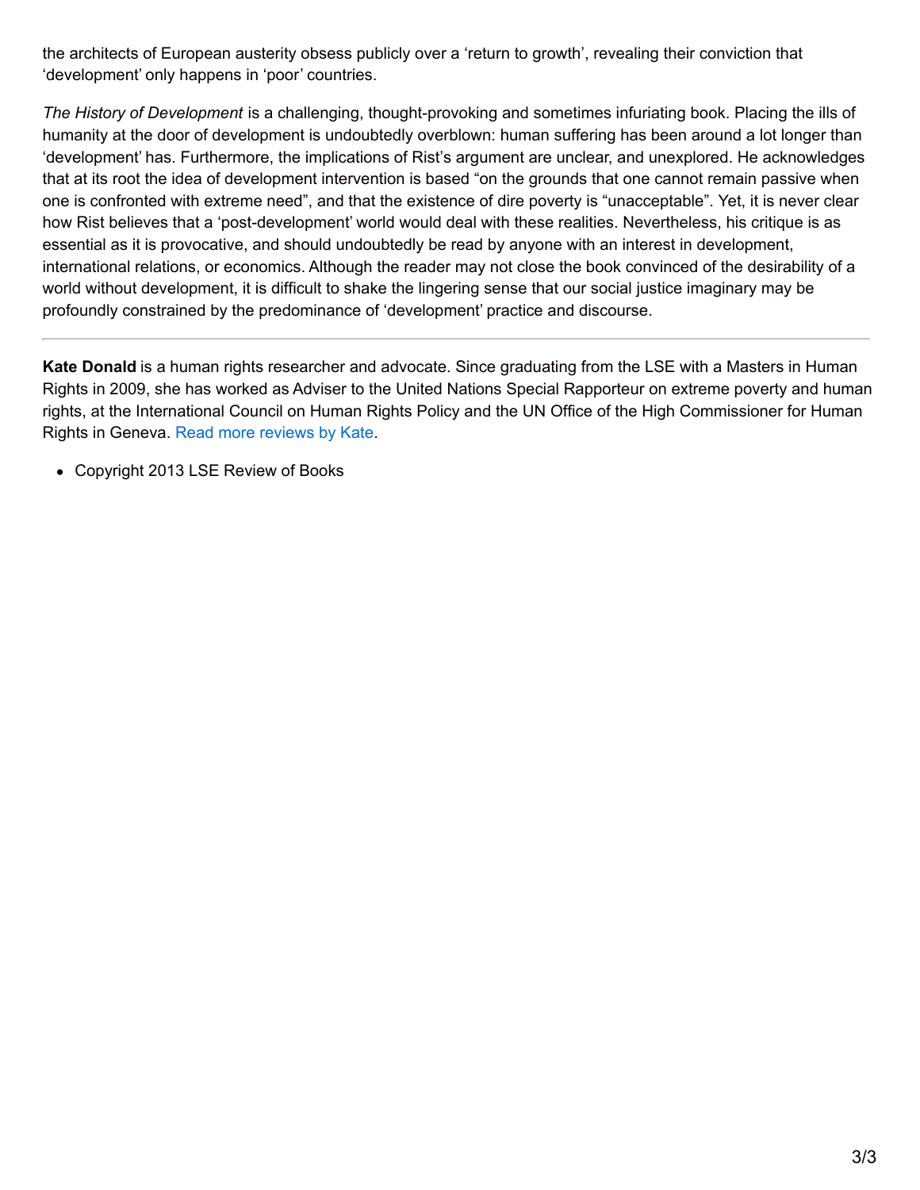the architects of European austerity obsess publicly over a 'return to growth', revealing their conviction that 'development' only happens in 'poor' countries.

*The History of Development* is a challenging, thought-provoking and sometimes infuriating book. Placing the ills of humanity at the door of development is undoubtedly overblown: human suffering has been around a lot longer than 'development' has. Furthermore, the implications of Rist's argument are unclear, and unexplored. He acknowledges that at its root the idea of development intervention is based "on the grounds that one cannot remain passive when one is confronted with extreme need", and that the existence of dire poverty is "unacceptable". Yet, it is never clear how Rist believes that a 'post-development' world would deal with these realities. Nevertheless, his critique is as essential as it is provocative, and should undoubtedly be read by anyone with an interest in development, international relations, or economics. Although the reader may not close the book convinced of the desirability of a world without development, it is difficult to shake the lingering sense that our social justice imaginary may be profoundly constrained by the predominance of 'development' practice and discourse.

---

**Kate Donald** is a human rights researcher and advocate. Since graduating from the LSE with a Masters in Human Rights in 2009, she has worked as Adviser to the United Nations Special Rapporteur on extreme poverty and human rights, at the International Council on Human Rights Policy and the UN Office of the High Commissioner for Human Rights in Geneva. Read more reviews by Kate.

- Copyright 2013 LSE Review of Books